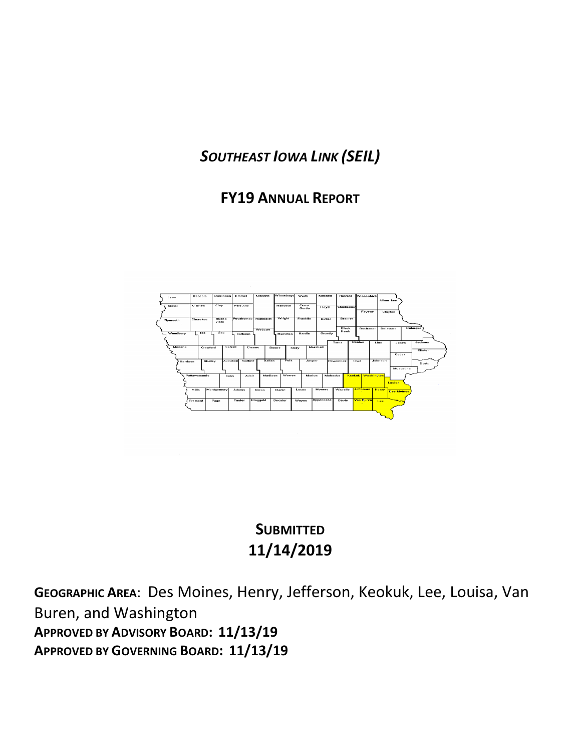# *SOUTHEAST IOWA LINK (SEIL)*

## FY19 ANNUAL REPORT

## SUBMITTED
## 11/14/2019

**GEOGRAPHIC AREA**: Des Moines, Henry, Jefferson, Keokuk, Lee, Louisa, Van Buren, and Washington

**APPROVED BY ADVISORY BOARD: 11/13/19**

**APPROVED BY GOVERNING BOARD: 11/13/19**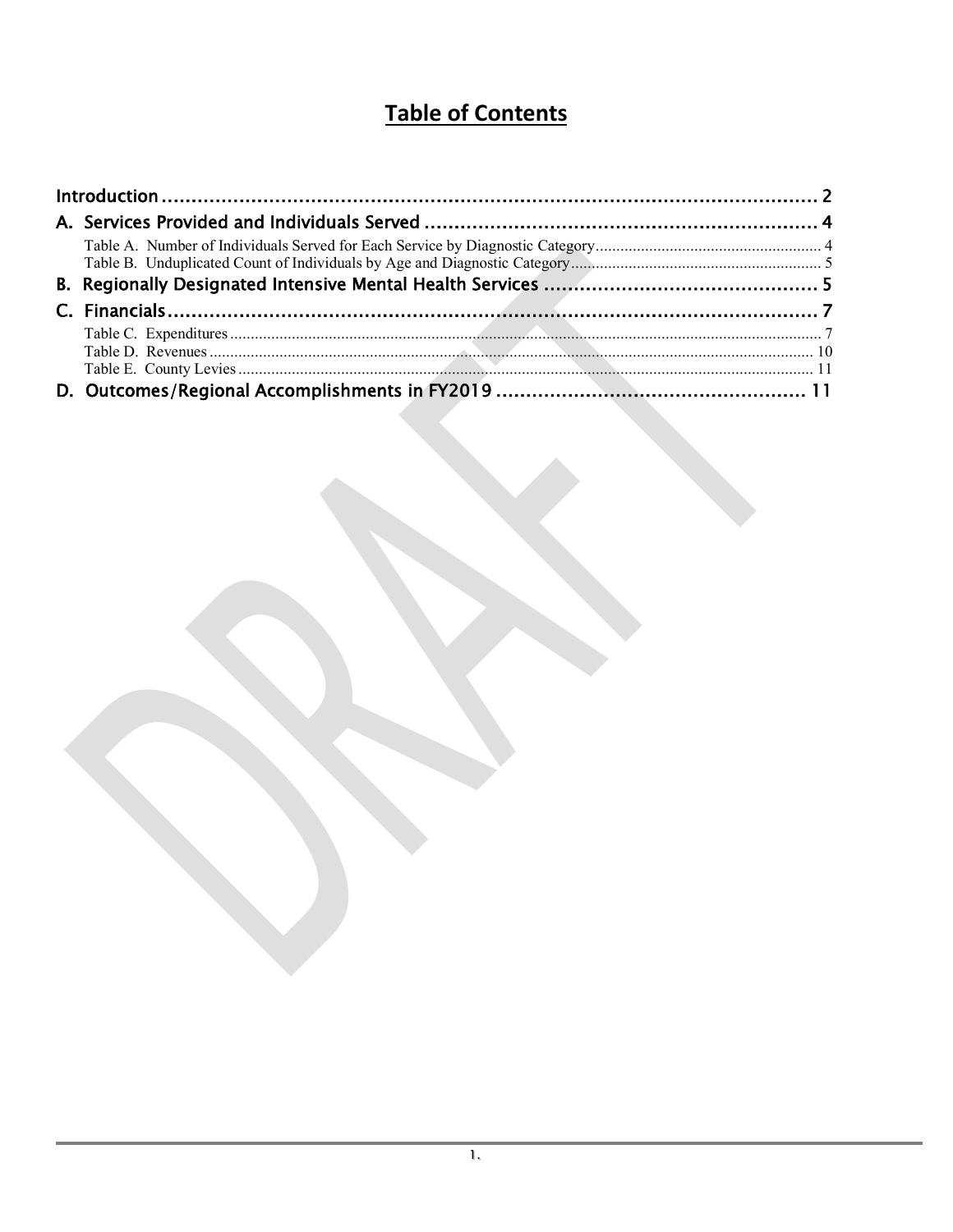# Table of Contents

| | |
|---|---|
| Introduction | 2 |
| A. Services Provided and Individuals Served | 4 |
| Table A. Number of Individuals Served for Each Service by Diagnostic Category | 4 |
| Table B. Unduplicated Count of Individuals by Age and Diagnostic Category | 5 |
| B. Regionally Designated Intensive Mental Health Services | 5 |
| C. Financials | 7 |
| Table C. Expenditures | 7 |
| Table D. Revenues | 10 |
| Table E. County Levies | 11 |
| D. Outcomes/Regional Accomplishments in FY2019 | 11 |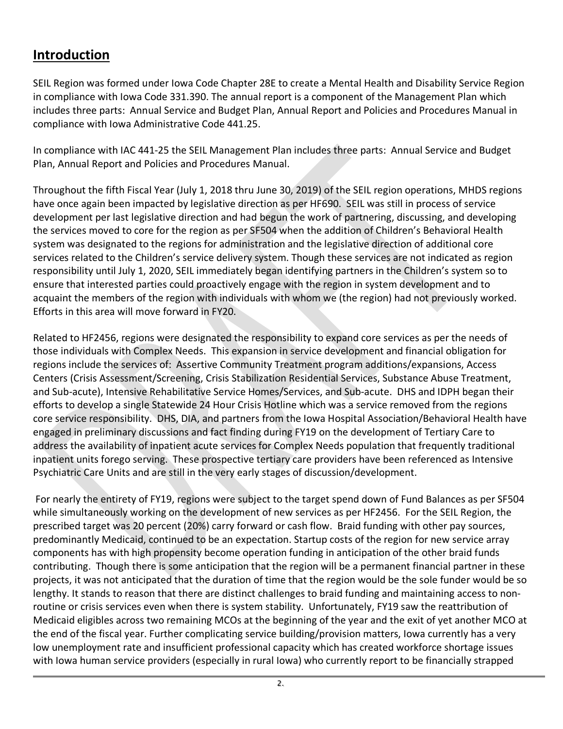## Introduction

SEIL Region was formed under Iowa Code Chapter 28E to create a Mental Health and Disability Service Region in compliance with Iowa Code 331.390. The annual report is a component of the Management Plan which includes three parts: Annual Service and Budget Plan, Annual Report and Policies and Procedures Manual in compliance with Iowa Administrative Code 441.25.

In compliance with IAC 441-25 the SEIL Management Plan includes three parts: Annual Service and Budget Plan, Annual Report and Policies and Procedures Manual.

Throughout the fifth Fiscal Year (July 1, 2018 thru June 30, 2019) of the SEIL region operations, MHDS regions have once again been impacted by legislative direction as per HF690. SEIL was still in process of service development per last legislative direction and had begun the work of partnering, discussing, and developing the services moved to core for the region as per SF504 when the addition of Children's Behavioral Health system was designated to the regions for administration and the legislative direction of additional core services related to the Children's service delivery system. Though these services are not indicated as region responsibility until July 1, 2020, SEIL immediately began identifying partners in the Children's system so to ensure that interested parties could proactively engage with the region in system development and to acquaint the members of the region with individuals with whom we (the region) had not previously worked. Efforts in this area will move forward in FY20.

Related to HF2456, regions were designated the responsibility to expand core services as per the needs of those individuals with Complex Needs. This expansion in service development and financial obligation for regions include the services of: Assertive Community Treatment program additions/expansions, Access Centers (Crisis Assessment/Screening, Crisis Stabilization Residential Services, Substance Abuse Treatment, and Sub-acute), Intensive Rehabilitative Service Homes/Services, and Sub-acute. DHS and IDPH began their efforts to develop a single Statewide 24 Hour Crisis Hotline which was a service removed from the regions core service responsibility. DHS, DIA, and partners from the Iowa Hospital Association/Behavioral Health have engaged in preliminary discussions and fact finding during FY19 on the development of Tertiary Care to address the availability of inpatient acute services for Complex Needs population that frequently traditional inpatient units forego serving. These prospective tertiary care providers have been referenced as Intensive Psychiatric Care Units and are still in the very early stages of discussion/development.

For nearly the entirety of FY19, regions were subject to the target spend down of Fund Balances as per SF504 while simultaneously working on the development of new services as per HF2456. For the SEIL Region, the prescribed target was 20 percent (20%) carry forward or cash flow. Braid funding with other pay sources, predominantly Medicaid, continued to be an expectation. Startup costs of the region for new service array components has with high propensity become operation funding in anticipation of the other braid funds contributing. Though there is some anticipation that the region will be a permanent financial partner in these projects, it was not anticipated that the duration of time that the region would be the sole funder would be so lengthy. It stands to reason that there are distinct challenges to braid funding and maintaining access to non-routine or crisis services even when there is system stability. Unfortunately, FY19 saw the reattribution of Medicaid eligibles across two remaining MCOs at the beginning of the year and the exit of yet another MCO at the end of the fiscal year. Further complicating service building/provision matters, Iowa currently has a very low unemployment rate and insufficient professional capacity which has created workforce shortage issues with Iowa human service providers (especially in rural Iowa) who currently report to be financially strapped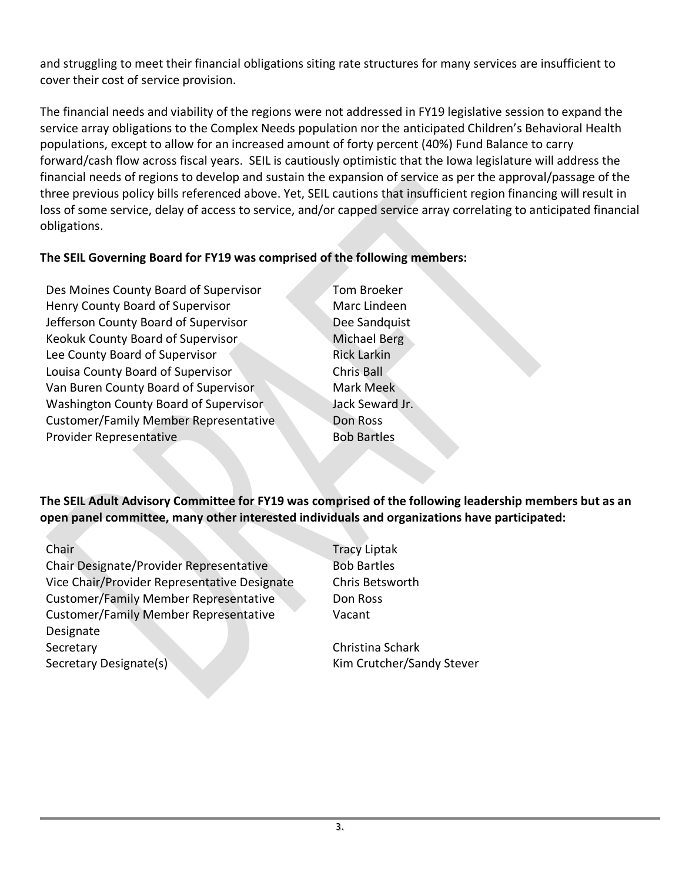and struggling to meet their financial obligations siting rate structures for many services are insufficient to cover their cost of service provision.

The financial needs and viability of the regions were not addressed in FY19 legislative session to expand the service array obligations to the Complex Needs population nor the anticipated Children's Behavioral Health populations, except to allow for an increased amount of forty percent (40%) Fund Balance to carry forward/cash flow across fiscal years. SEIL is cautiously optimistic that the Iowa legislature will address the financial needs of regions to develop and sustain the expansion of service as per the approval/passage of the three previous policy bills referenced above. Yet, SEIL cautions that insufficient region financing will result in loss of some service, delay of access to service, and/or capped service array correlating to anticipated financial obligations.

**The SEIL Governing Board for FY19 was comprised of the following members:**

| | |
|---|---|
| Des Moines County Board of Supervisor | Tom Broeker |
| Henry County Board of Supervisor | Marc Lindeen |
| Jefferson County Board of Supervisor | Dee Sandquist |
| Keokuk County Board of Supervisor | Michael Berg |
| Lee County Board of Supervisor | Rick Larkin |
| Louisa County Board of Supervisor | Chris Ball |
| Van Buren County Board of Supervisor | Mark Meek |
| Washington County Board of Supervisor | Jack Seward Jr. |
| Customer/Family Member Representative | Don Ross |
| Provider Representative | Bob Bartles |

**The SEIL Adult Advisory Committee for FY19 was comprised of the following leadership members but as an open panel committee, many other interested individuals and organizations have participated:**

| | |
|---|---|
| Chair | Tracy Liptak |
| Chair Designate/Provider Representative | Bob Bartles |
| Vice Chair/Provider Representative Designate | Chris Betsworth |
| Customer/Family Member Representative | Don Ross |
| Customer/Family Member Representative Designate | Vacant |
| Secretary | Christina Schark |
| Secretary Designate(s) | Kim Crutcher/Sandy Stever |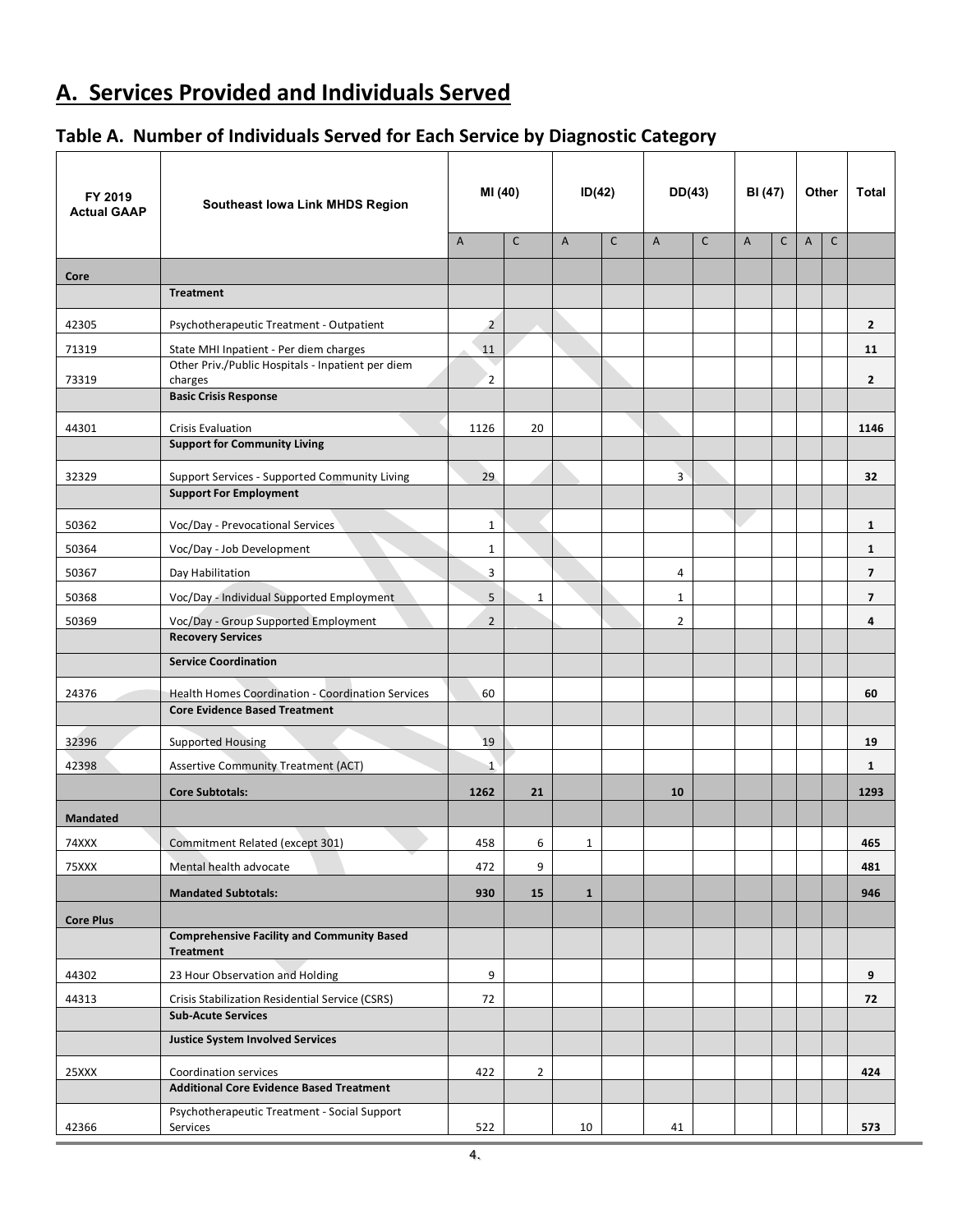# A. Services Provided and Individuals Served

## Table A. Number of Individuals Served for Each Service by Diagnostic Category

| FY 2019 Actual GAAP | Southeast Iowa Link MHDS Region | MI (40) | | ID(42) | | DD(43) | | BI (47) | | Other | | Total |
|---|---|---|---|---|---|---|---|---|---|---|---|---|
| | | A | C | A | C | A | C | A | C | A | C | |
| **Core** | | | | | | | | | | | | |
| | **Treatment** | | | | | | | | | | | |
| 42305 | Psychotherapeutic Treatment - Outpatient | 2 | | | | | | | | | | **2** |
| 71319 | State MHI Inpatient - Per diem charges | 11 | | | | | | | | | | **11** |
| 73319 | Other Priv./Public Hospitals - Inpatient per diem charges | 2 | | | | | | | | | | **2** |
| | **Basic Crisis Response** | | | | | | | | | | | |
| 44301 | Crisis Evaluation | 1126 | 20 | | | | | | | | | **1146** |
| | **Support for Community Living** | | | | | | | | | | | |
| 32329 | Support Services - Supported Community Living | 29 | | | | 3 | | | | | | **32** |
| | **Support For Employment** | | | | | | | | | | | |
| 50362 | Voc/Day - Prevocational Services | 1 | | | | | | | | | | **1** |
| 50364 | Voc/Day - Job Development | 1 | | | | | | | | | | **1** |
| 50367 | Day Habilitation | 3 | | | | 4 | | | | | | **7** |
| 50368 | Voc/Day - Individual Supported Employment | 5 | 1 | | | 1 | | | | | | **7** |
| 50369 | Voc/Day - Group Supported Employment | 2 | | | | 2 | | | | | | **4** |
| | **Recovery Services** | | | | | | | | | | | |
| | **Service Coordination** | | | | | | | | | | | |
| 24376 | Health Homes Coordination - Coordination Services | 60 | | | | | | | | | | **60** |
| | **Core Evidence Based Treatment** | | | | | | | | | | | |
| 32396 | Supported Housing | 19 | | | | | | | | | | **19** |
| 42398 | Assertive Community Treatment (ACT) | 1 | | | | | | | | | | **1** |
| | **Core Subtotals:** | **1262** | **21** | | | **10** | | | | | | **1293** |
| **Mandated** | | | | | | | | | | | | |
| 74XXX | Commitment Related (except 301) | 458 | 6 | 1 | | | | | | | | **465** |
| 75XXX | Mental health advocate | 472 | 9 | | | | | | | | | **481** |
| | **Mandated Subtotals:** | **930** | **15** | **1** | | | | | | | | **946** |
| **Core Plus** | | | | | | | | | | | | |
| | **Comprehensive Facility and Community Based Treatment** | | | | | | | | | | | |
| 44302 | 23 Hour Observation and Holding | 9 | | | | | | | | | | **9** |
| 44313 | Crisis Stabilization Residential Service (CSRS) | 72 | | | | | | | | | | **72** |
| | **Sub-Acute Services** | | | | | | | | | | | |
| | **Justice System Involved Services** | | | | | | | | | | | |
| 25XXX | Coordination services | 422 | 2 | | | | | | | | | **424** |
| | **Additional Core Evidence Based Treatment** | | | | | | | | | | | |
| 42366 | Psychotherapeutic Treatment - Social Support Services | 522 | | 10 | | 41 | | | | | | **573** |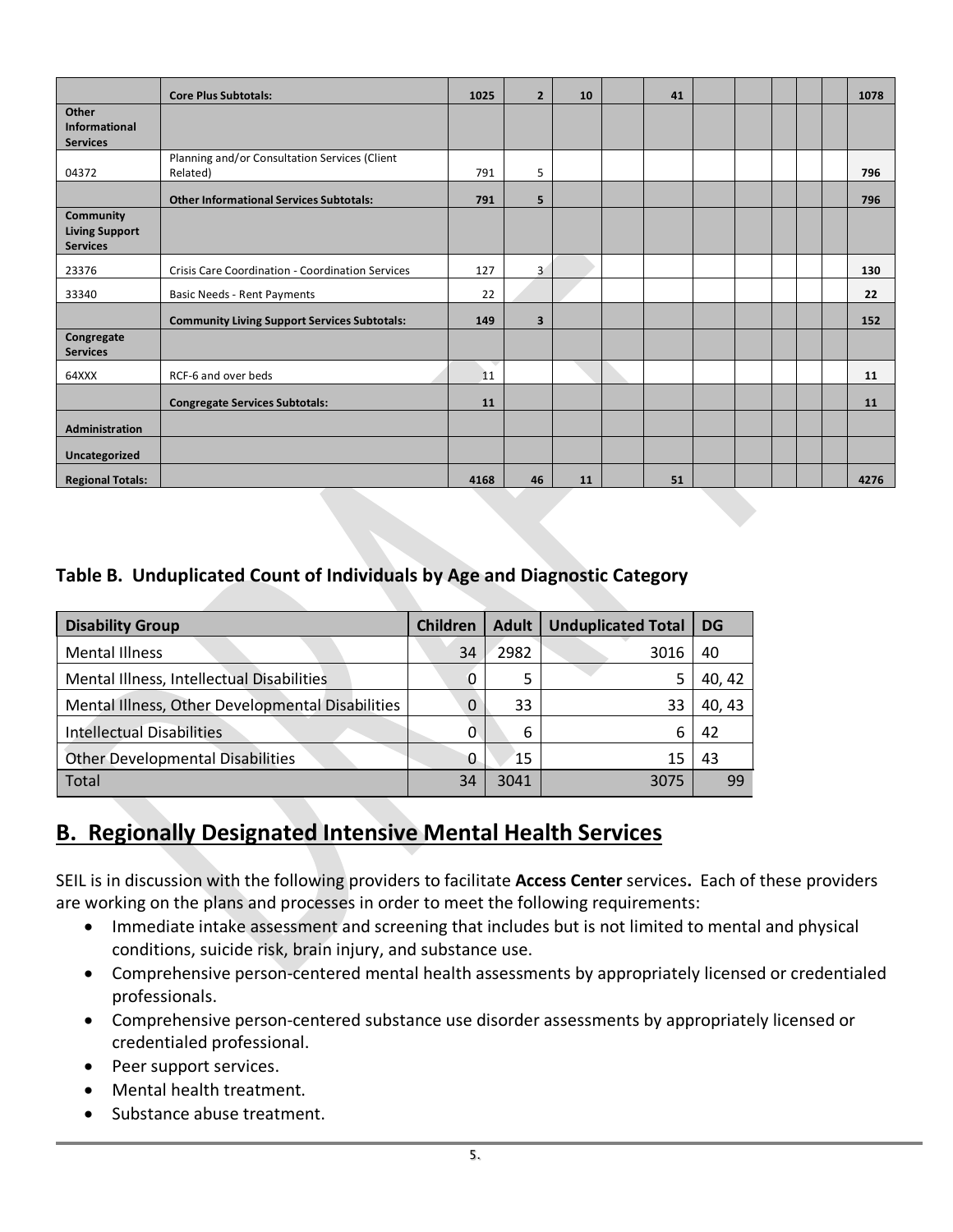| | | | | | | | | | | | | |
|---|---|---|---|---|---|---|---|---|---|---|---|---|
| | **Core Plus Subtotals:** | **1025** | **2** | **10** | | **41** | | | | | | **1078** |
| **Other Informational Services** | | | | | | | | | | | | |
| 04372 | Planning and/or Consultation Services (Client Related) | 791 | 5 | | | | | | | | | **796** |
| | **Other Informational Services Subtotals:** | **791** | **5** | | | | | | | | | **796** |
| **Community Living Support Services** | | | | | | | | | | | | |
| 23376 | Crisis Care Coordination - Coordination Services | 127 | 3 | | | | | | | | | **130** |
| 33340 | Basic Needs - Rent Payments | 22 | | | | | | | | | | **22** |
| | **Community Living Support Services Subtotals:** | **149** | **3** | | | | | | | | | **152** |
| **Congregate Services** | | | | | | | | | | | | |
| 64XXX | RCF-6 and over beds | 11 | | | | | | | | | | **11** |
| | **Congregate Services Subtotals:** | **11** | | | | | | | | | | **11** |
| **Administration** | | | | | | | | | | | | |
| **Uncategorized** | | | | | | | | | | | | |
| **Regional Totals:** | | **4168** | **46** | **11** | | **51** | | | | | | **4276** |

## Table B. Unduplicated Count of Individuals by Age and Diagnostic Category

| Disability Group | Children | Adult | Unduplicated Total | DG |
|---|---|---|---|---|
| Mental Illness | 34 | 2982 | 3016 | 40 |
| Mental Illness, Intellectual Disabilities | 0 | 5 | 5 | 40, 42 |
| Mental Illness, Other Developmental Disabilities | 0 | 33 | 33 | 40, 43 |
| Intellectual Disabilities | 0 | 6 | 6 | 42 |
| Other Developmental Disabilities | 0 | 15 | 15 | 43 |
| Total | 34 | 3041 | 3075 | 99 |

## B. Regionally Designated Intensive Mental Health Services

SEIL is in discussion with the following providers to facilitate **Access Center** services**.** Each of these providers are working on the plans and processes in order to meet the following requirements:

- Immediate intake assessment and screening that includes but is not limited to mental and physical conditions, suicide risk, brain injury, and substance use.
- Comprehensive person-centered mental health assessments by appropriately licensed or credentialed professionals.
- Comprehensive person-centered substance use disorder assessments by appropriately licensed or credentialed professional.
- Peer support services.
- Mental health treatment.
- Substance abuse treatment.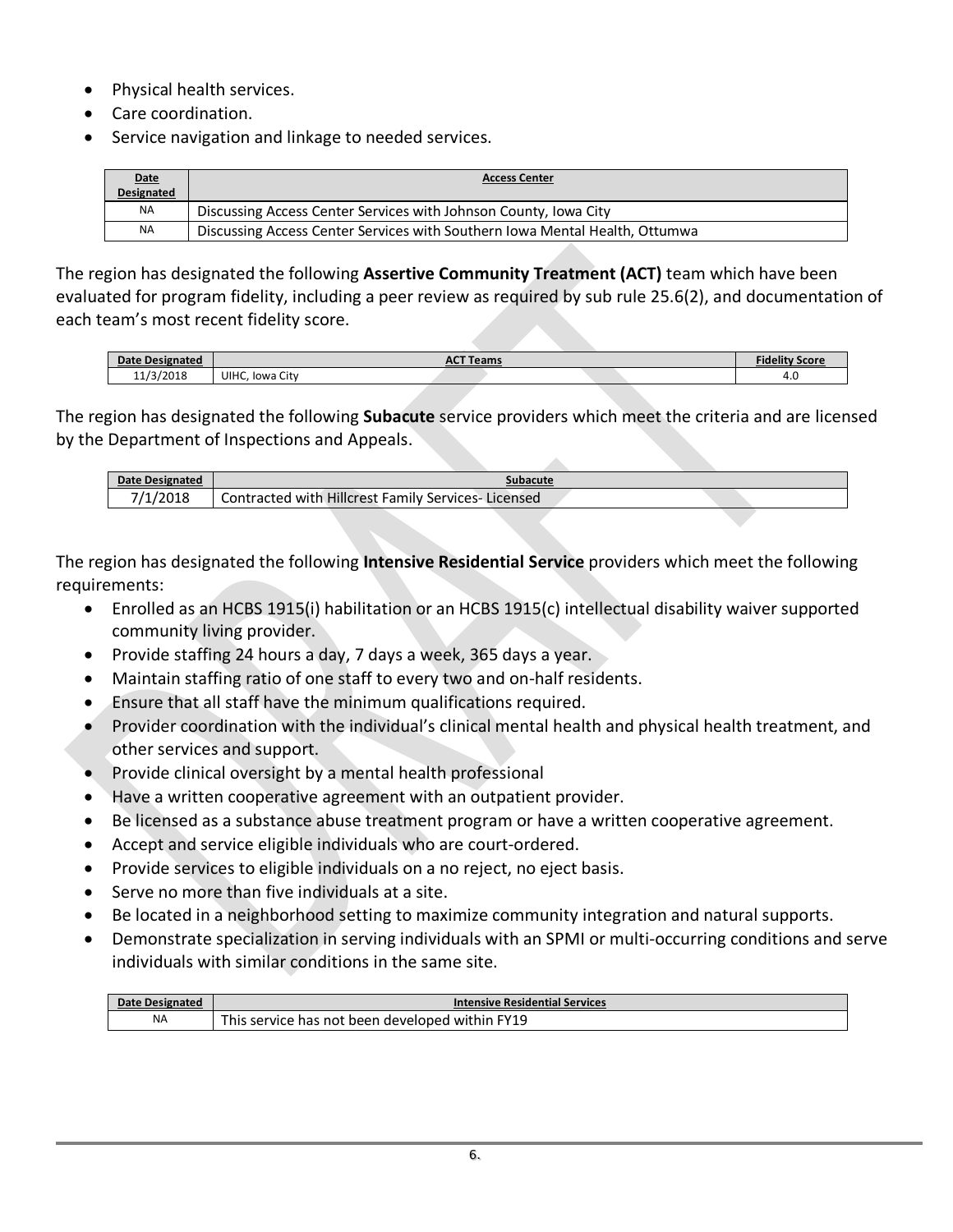- Physical health services.
- Care coordination.
- Service navigation and linkage to needed services.

| Date Designated | Access Center |
|---|---|
| NA | Discussing Access Center Services with Johnson County, Iowa City |
| NA | Discussing Access Center Services with Southern Iowa Mental Health, Ottumwa |

The region has designated the following **Assertive Community Treatment (ACT)** team which have been evaluated for program fidelity, including a peer review as required by sub rule 25.6(2), and documentation of each team's most recent fidelity score.

| Date Designated | ACT Teams | Fidelity Score |
|---|---|---|
| 11/3/2018 | UIHC, Iowa City | 4.0 |

The region has designated the following **Subacute** service providers which meet the criteria and are licensed by the Department of Inspections and Appeals.

| Date Designated | Subacute |
|---|---|
| 7/1/2018 | Contracted with Hillcrest Family Services- Licensed |

The region has designated the following **Intensive Residential Service** providers which meet the following requirements:

- Enrolled as an HCBS 1915(i) habilitation or an HCBS 1915(c) intellectual disability waiver supported community living provider.
- Provide staffing 24 hours a day, 7 days a week, 365 days a year.
- Maintain staffing ratio of one staff to every two and on-half residents.
- Ensure that all staff have the minimum qualifications required.
- Provider coordination with the individual's clinical mental health and physical health treatment, and other services and support.
- Provide clinical oversight by a mental health professional
- Have a written cooperative agreement with an outpatient provider.
- Be licensed as a substance abuse treatment program or have a written cooperative agreement.
- Accept and service eligible individuals who are court-ordered.
- Provide services to eligible individuals on a no reject, no eject basis.
- Serve no more than five individuals at a site.
- Be located in a neighborhood setting to maximize community integration and natural supports.
- Demonstrate specialization in serving individuals with an SPMI or multi-occurring conditions and serve individuals with similar conditions in the same site.

| Date Designated | Intensive Residential Services |
|---|---|
| NA | This service has not been developed within FY19 |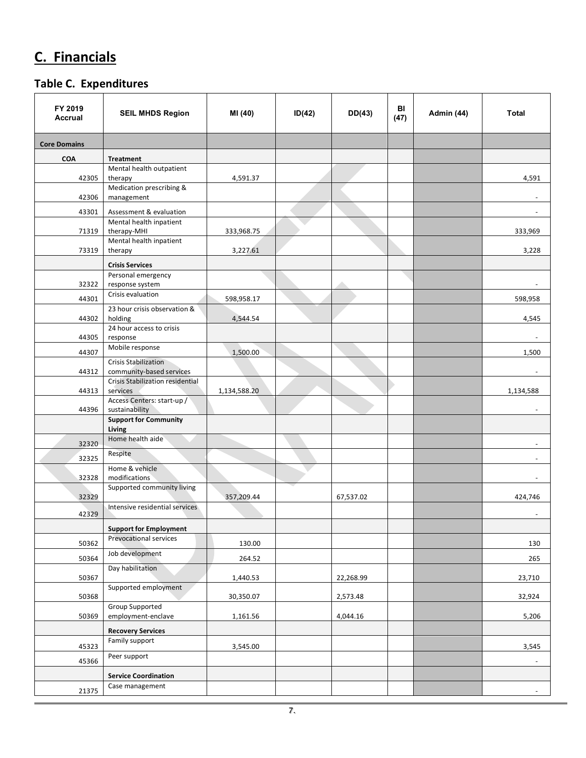## C. Financials

### Table C. Expenditures

| FY 2019 Accrual | SEIL MHDS Region | MI (40) | ID(42) | DD(43) | BI (47) | Admin (44) | Total |
|---|---|---|---|---|---|---|---|
| **Core Domains** | | | | | | | |
| **COA** | **Treatment** | | | | | | |
| 42305 | Mental health outpatient therapy | 4,591.37 | | | | | 4,591 |
| 42306 | Medication prescribing & management | | | | | | - |
| 43301 | Assessment & evaluation | | | | | | - |
| 71319 | Mental health inpatient therapy-MHI | 333,968.75 | | | | | 333,969 |
| 73319 | Mental health inpatient therapy | 3,227.61 | | | | | 3,228 |
| | **Crisis Services** | | | | | | |
| 32322 | Personal emergency response system | | | | | | - |
| 44301 | Crisis evaluation | 598,958.17 | | | | | 598,958 |
| 44302 | 23 hour crisis observation & holding | 4,544.54 | | | | | 4,545 |
| 44305 | 24 hour access to crisis response | | | | | | - |
| 44307 | Mobile response | 1,500.00 | | | | | 1,500 |
| 44312 | Crisis Stabilization community-based services | | | | | | - |
| 44313 | Crisis Stabilization residential services | 1,134,588.20 | | | | | 1,134,588 |
| 44396 | Access Centers: start-up / sustainability | | | | | | - |
| | **Support for Community Living** | | | | | | |
| 32320 | Home health aide | | | | | | - |
| 32325 | Respite | | | | | | - |
| 32328 | Home & vehicle modifications | | | | | | - |
| 32329 | Supported community living | 357,209.44 | | 67,537.02 | | | 424,746 |
| 42329 | Intensive residential services | | | | | | - |
| | **Support for Employment** | | | | | | |
| 50362 | Prevocational services | 130.00 | | | | | 130 |
| 50364 | Job development | 264.52 | | | | | 265 |
| 50367 | Day habilitation | 1,440.53 | | 22,268.99 | | | 23,710 |
| 50368 | Supported employment | 30,350.07 | | 2,573.48 | | | 32,924 |
| 50369 | Group Supported employment-enclave | 1,161.56 | | 4,044.16 | | | 5,206 |
| | **Recovery Services** | | | | | | |
| 45323 | Family support | 3,545.00 | | | | | 3,545 |
| 45366 | Peer support | | | | | | - |
| | **Service Coordination** | | | | | | |
| 21375 | Case management | | | | | | - |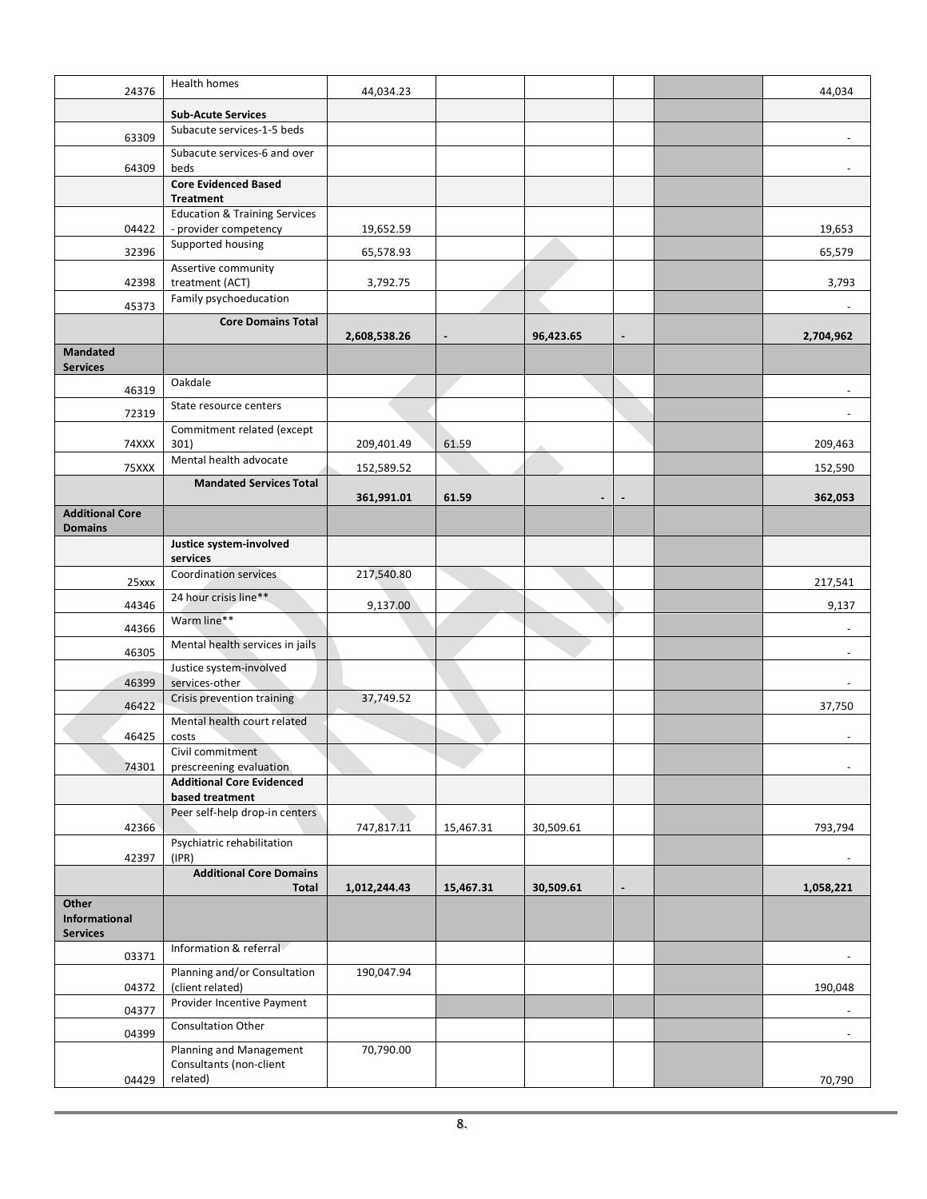| | | | | | | | |
|---|---|---|---|---|---|---|---|
| 24376 | Health homes | 44,034.23 | | | | | 44,034 |
| | **Sub-Acute Services** | | | | | | |
| 63309 | Subacute services-1-5 beds | | | | | | - |
| 64309 | Subacute services-6 and over beds | | | | | | - |
| | **Core Evidenced Based Treatment** | | | | | | |
| 04422 | Education & Training Services - provider competency | 19,652.59 | | | | | 19,653 |
| 32396 | Supported housing | 65,578.93 | | | | | 65,579 |
| 42398 | Assertive community treatment (ACT) | 3,792.75 | | | | | 3,793 |
| 45373 | Family psychoeducation | | | | | | - |
| | **Core Domains Total** | **2,608,538.26** | **-** | **96,423.65** | **-** | | **2,704,962** |
| **Mandated Services** | | | | | | | |
| 46319 | Oakdale | | | | | | - |
| 72319 | State resource centers | | | | | | - |
| 74XXX | Commitment related (except 301) | 209,401.49 | 61.59 | | | | 209,463 |
| 75XXX | Mental health advocate | 152,589.52 | | | | | 152,590 |
| | **Mandated Services Total** | **361,991.01** | **61.59** | **-** | **-** | | **362,053** |
| **Additional Core Domains** | | | | | | | |
| | **Justice system-involved services** | | | | | | |
| 25xxx | Coordination services | 217,540.80 | | | | | 217,541 |
| 44346 | 24 hour crisis line** | 9,137.00 | | | | | 9,137 |
| 44366 | Warm line** | | | | | | - |
| 46305 | Mental health services in jails | | | | | | - |
| 46399 | Justice system-involved services-other | | | | | | - |
| 46422 | Crisis prevention training | 37,749.52 | | | | | 37,750 |
| 46425 | Mental health court related costs | | | | | | - |
| 74301 | Civil commitment prescreening evaluation | | | | | | - |
| | **Additional Core Evidenced based treatment** | | | | | | |
| 42366 | Peer self-help drop-in centers | 747,817.11 | 15,467.31 | 30,509.61 | | | 793,794 |
| 42397 | Psychiatric rehabilitation (IPR) | | | | | | - |
| | **Additional Core Domains Total** | **1,012,244.43** | **15,467.31** | **30,509.61** | **-** | | **1,058,221** |
| **Other Informational Services** | | | | | | | |
| 03371 | Information & referral | | | | | | - |
| 04372 | Planning and/or Consultation (client related) | 190,047.94 | | | | | 190,048 |
| 04377 | Provider Incentive Payment | | | | | | - |
| 04399 | Consultation Other | | | | | | - |
| 04429 | Planning and Management Consultants (non-client related) | 70,790.00 | | | | | 70,790 |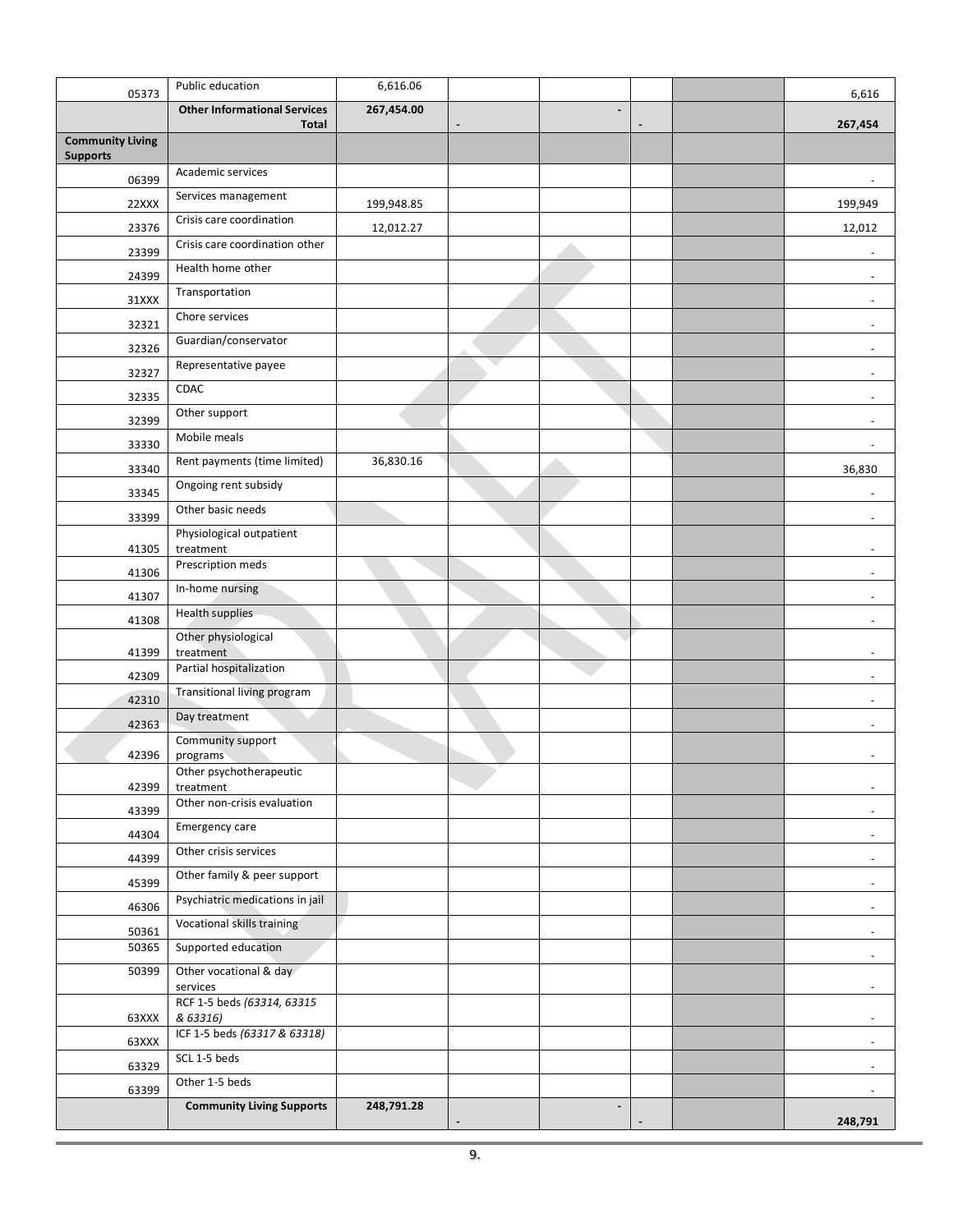| | | | | | | | |
|---|---|---|---|---|---|---|---|
| 05373 | Public education | 6,616.06 | | | | | 6,616 |
| | **Other Informational Services Total** | **267,454.00** | **-** | **-** | **-** | | **267,454** |
| **Community Living Supports** | | | | | | | |
| 06399 | Academic services | | | | | | - |
| 22XXX | Services management | 199,948.85 | | | | | 199,949 |
| 23376 | Crisis care coordination | 12,012.27 | | | | | 12,012 |
| 23399 | Crisis care coordination other | | | | | | - |
| 24399 | Health home other | | | | | | - |
| 31XXX | Transportation | | | | | | - |
| 32321 | Chore services | | | | | | - |
| 32326 | Guardian/conservator | | | | | | - |
| 32327 | Representative payee | | | | | | - |
| 32335 | CDAC | | | | | | - |
| 32399 | Other support | | | | | | - |
| 33330 | Mobile meals | | | | | | - |
| 33340 | Rent payments (time limited) | 36,830.16 | | | | | 36,830 |
| 33345 | Ongoing rent subsidy | | | | | | - |
| 33399 | Other basic needs | | | | | | - |
| 41305 | Physiological outpatient treatment | | | | | | - |
| 41306 | Prescription meds | | | | | | - |
| 41307 | In-home nursing | | | | | | - |
| 41308 | Health supplies | | | | | | - |
| 41399 | Other physiological treatment | | | | | | - |
| 42309 | Partial hospitalization | | | | | | - |
| 42310 | Transitional living program | | | | | | - |
| 42363 | Day treatment | | | | | | - |
| 42396 | Community support programs | | | | | | - |
| 42399 | Other psychotherapeutic treatment | | | | | | - |
| 43399 | Other non-crisis evaluation | | | | | | - |
| 44304 | Emergency care | | | | | | - |
| 44399 | Other crisis services | | | | | | - |
| 45399 | Other family & peer support | | | | | | - |
| 46306 | Psychiatric medications in jail | | | | | | - |
| 50361 | Vocational skills training | | | | | | - |
| 50365 | Supported education | | | | | | - |
| 50399 | Other vocational & day services | | | | | | - |
| 63XXX | RCF 1-5 beds *(63314, 63315 & 63316)* | | | | | | - |
| 63XXX | ICF 1-5 beds *(63317 & 63318)* | | | | | | - |
| 63329 | SCL 1-5 beds | | | | | | - |
| 63399 | Other 1-5 beds | | | | | | - |
| | **Community Living Supports** | **248,791.28** | **-** | **-** | **-** | | **248,791** |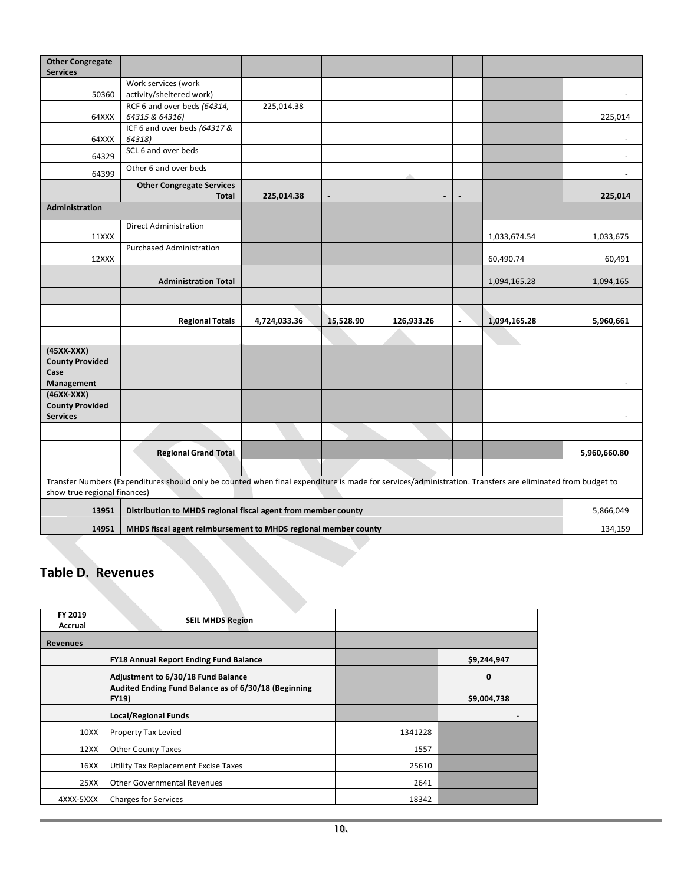| Other Congregate Services | | | | | | | |
|---|---|---|---|---|---|---|---|
| 50360 | Work services (work activity/sheltered work) | | | | | | - |
| 64XXX | RCF 6 and over beds *(64314, 64315 & 64316)* | 225,014.38 | | | | | 225,014 |
| 64XXX | ICF 6 and over beds *(64317 & 64318)* | | | | | | - |
| 64329 | SCL 6 and over beds | | | | | | - |
| 64399 | Other 6 and over beds | | | | | | - |
| | **Other Congregate Services Total** | **225,014.38** | **-** | **-** | **-** | | **225,014** |
| **Administration** | | | | | | | |
| 11XXX | Direct Administration | | | | | 1,033,674.54 | 1,033,675 |
| 12XXX | Purchased Administration | | | | | 60,490.74 | 60,491 |
| | **Administration Total** | | | | | 1,094,165.28 | 1,094,165 |
| | | | | | | | |
| | **Regional Totals** | **4,724,033.36** | **15,528.90** | **126,933.26** | **-** | **1,094,165.28** | **5,960,661** |
| | | | | | | | |
| **(45XX-XXX) County Provided Case Management** | | | | | | | - |
| **(46XX-XXX) County Provided Services** | | | | | | | - |
| | | | | | | | |
| | **Regional Grand Total** | | | | | | **5,960,660.80** |

Transfer Numbers (Expenditures should only be counted when final expenditure is made for services/administration. Transfers are eliminated from budget to show true regional finances)

| | | |
|---|---|---|
| **13951** | **Distribution to MHDS regional fiscal agent from member county** | 5,866,049 |
| **14951** | **MHDS fiscal agent reimbursement to MHDS regional member county** | 134,159 |

## Table D. Revenues

| FY 2019 Accrual | SEIL MHDS Region | | |
|---|---|---|---|
| **Revenues** | | | |
| | **FY18 Annual Report Ending Fund Balance** | | **$9,244,947** |
| | **Adjustment to 6/30/18 Fund Balance** | | **0** |
| | **Audited Ending Fund Balance as of 6/30/18 (Beginning FY19)** | | **$9,004,738** |
| | **Local/Regional Funds** | | - |
| 10XX | Property Tax Levied | 1341228 | |
| 12XX | Other County Taxes | 1557 | |
| 16XX | Utility Tax Replacement Excise Taxes | 25610 | |
| 25XX | Other Governmental Revenues | 2641 | |
| 4XXX-5XXX | Charges for Services | 18342 | |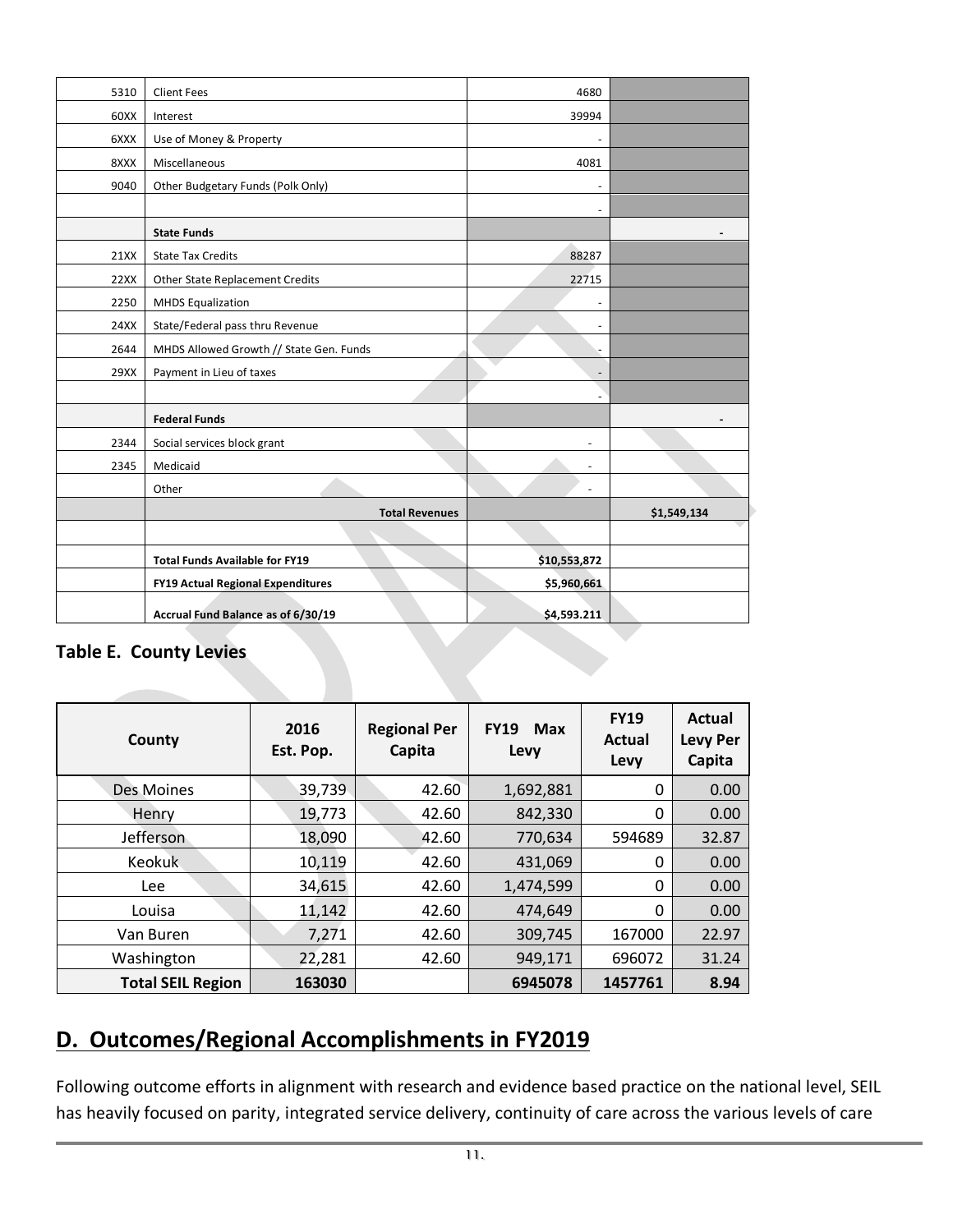| | | | |
|---|---|---|---|
| 5310 | Client Fees | 4680 | |
| 60XX | Interest | 39994 | |
| 6XXX | Use of Money & Property | - | |
| 8XXX | Miscellaneous | 4081 | |
| 9040 | Other Budgetary Funds (Polk Only) | - | |
| | | - | |
| | **State Funds** | | - |
| 21XX | State Tax Credits | 88287 | |
| 22XX | Other State Replacement Credits | 22715 | |
| 2250 | MHDS Equalization | - | |
| 24XX | State/Federal pass thru Revenue | - | |
| 2644 | MHDS Allowed Growth // State Gen. Funds | - | |
| 29XX | Payment in Lieu of taxes | - | |
| | | - | |
| | **Federal Funds** | | - |
| 2344 | Social services block grant | - | |
| 2345 | Medicaid | - | |
| | Other | - | |
| | **Total Revenues** | | **$1,549,134** |
| | | | |
| | **Total Funds Available for FY19** | **$10,553,872** | |
| | **FY19 Actual Regional Expenditures** | **$5,960,661** | |
| | **Accrual Fund Balance as of 6/30/19** | **$4,593.211** | |

### Table E. County Levies

| County | 2016 Est. Pop. | Regional Per Capita | FY19 Max Levy | FY19 Actual Levy | Actual Levy Per Capita |
|---|---|---|---|---|---|
| Des Moines | 39,739 | 42.60 | 1,692,881 | 0 | 0.00 |
| Henry | 19,773 | 42.60 | 842,330 | 0 | 0.00 |
| Jefferson | 18,090 | 42.60 | 770,634 | 594689 | 32.87 |
| Keokuk | 10,119 | 42.60 | 431,069 | 0 | 0.00 |
| Lee | 34,615 | 42.60 | 1,474,599 | 0 | 0.00 |
| Louisa | 11,142 | 42.60 | 474,649 | 0 | 0.00 |
| Van Buren | 7,271 | 42.60 | 309,745 | 167000 | 22.97 |
| Washington | 22,281 | 42.60 | 949,171 | 696072 | 31.24 |
| **Total SEIL Region** | **163030** | | **6945078** | **1457761** | **8.94** |

## D. Outcomes/Regional Accomplishments in FY2019

Following outcome efforts in alignment with research and evidence based practice on the national level, SEIL has heavily focused on parity, integrated service delivery, continuity of care across the various levels of care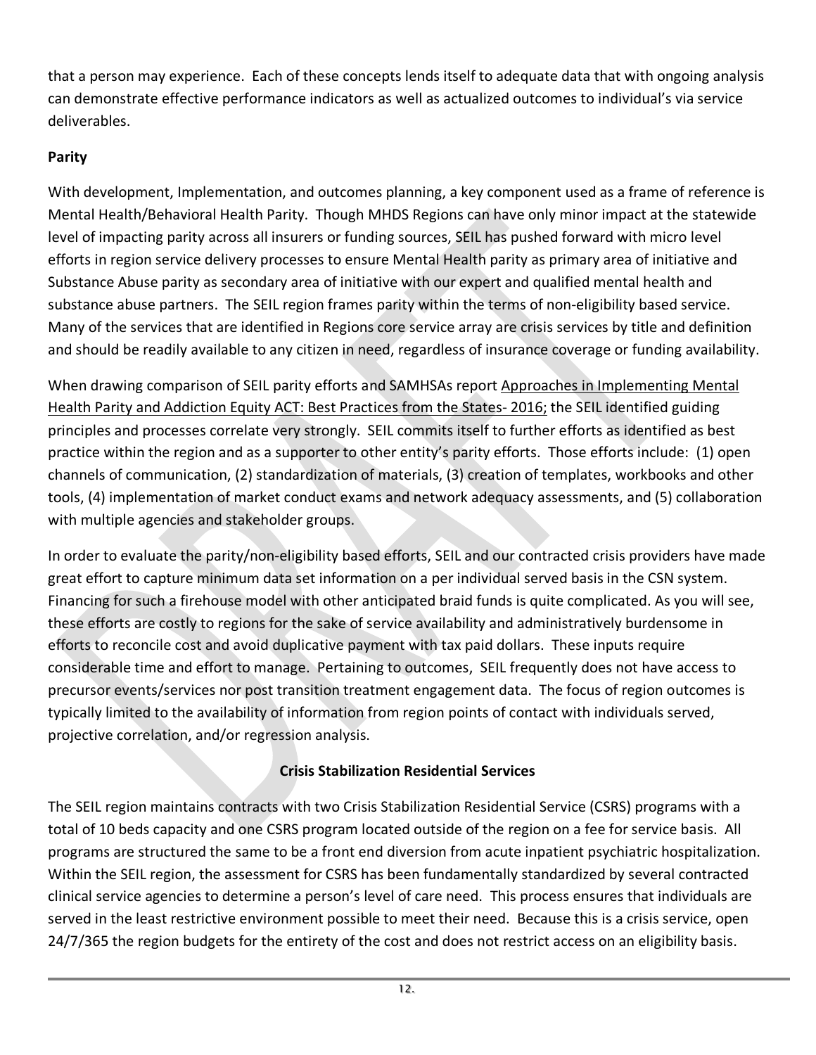that a person may experience. Each of these concepts lends itself to adequate data that with ongoing analysis can demonstrate effective performance indicators as well as actualized outcomes to individual's via service deliverables.

**Parity**

With development, Implementation, and outcomes planning, a key component used as a frame of reference is Mental Health/Behavioral Health Parity. Though MHDS Regions can have only minor impact at the statewide level of impacting parity across all insurers or funding sources, SEIL has pushed forward with micro level efforts in region service delivery processes to ensure Mental Health parity as primary area of initiative and Substance Abuse parity as secondary area of initiative with our expert and qualified mental health and substance abuse partners. The SEIL region frames parity within the terms of non-eligibility based service. Many of the services that are identified in Regions core service array are crisis services by title and definition and should be readily available to any citizen in need, regardless of insurance coverage or funding availability.

When drawing comparison of SEIL parity efforts and SAMHSAs report Approaches in Implementing Mental Health Parity and Addiction Equity ACT: Best Practices from the States- 2016; the SEIL identified guiding principles and processes correlate very strongly. SEIL commits itself to further efforts as identified as best practice within the region and as a supporter to other entity's parity efforts. Those efforts include: (1) open channels of communication, (2) standardization of materials, (3) creation of templates, workbooks and other tools, (4) implementation of market conduct exams and network adequacy assessments, and (5) collaboration with multiple agencies and stakeholder groups.

In order to evaluate the parity/non-eligibility based efforts, SEIL and our contracted crisis providers have made great effort to capture minimum data set information on a per individual served basis in the CSN system. Financing for such a firehouse model with other anticipated braid funds is quite complicated. As you will see, these efforts are costly to regions for the sake of service availability and administratively burdensome in efforts to reconcile cost and avoid duplicative payment with tax paid dollars. These inputs require considerable time and effort to manage. Pertaining to outcomes, SEIL frequently does not have access to precursor events/services nor post transition treatment engagement data. The focus of region outcomes is typically limited to the availability of information from region points of contact with individuals served, projective correlation, and/or regression analysis.

## Crisis Stabilization Residential Services

The SEIL region maintains contracts with two Crisis Stabilization Residential Service (CSRS) programs with a total of 10 beds capacity and one CSRS program located outside of the region on a fee for service basis. All programs are structured the same to be a front end diversion from acute inpatient psychiatric hospitalization. Within the SEIL region, the assessment for CSRS has been fundamentally standardized by several contracted clinical service agencies to determine a person's level of care need. This process ensures that individuals are served in the least restrictive environment possible to meet their need. Because this is a crisis service, open 24/7/365 the region budgets for the entirety of the cost and does not restrict access on an eligibility basis.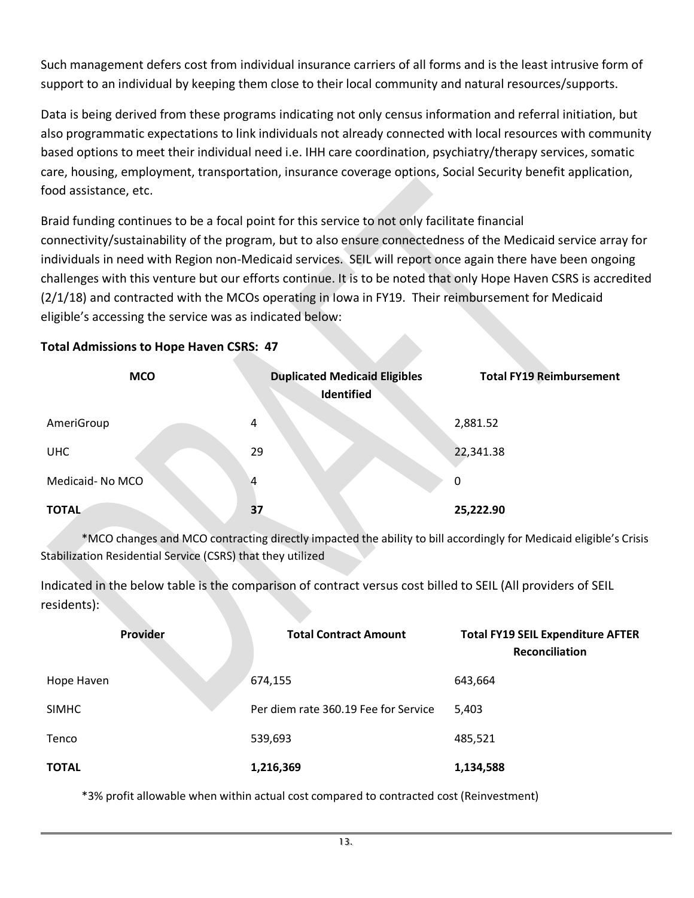Such management defers cost from individual insurance carriers of all forms and is the least intrusive form of support to an individual by keeping them close to their local community and natural resources/supports.

Data is being derived from these programs indicating not only census information and referral initiation, but also programmatic expectations to link individuals not already connected with local resources with community based options to meet their individual need i.e. IHH care coordination, psychiatry/therapy services, somatic care, housing, employment, transportation, insurance coverage options, Social Security benefit application, food assistance, etc.

Braid funding continues to be a focal point for this service to not only facilitate financial connectivity/sustainability of the program, but to also ensure connectedness of the Medicaid service array for individuals in need with Region non-Medicaid services. SEIL will report once again there have been ongoing challenges with this venture but our efforts continue. It is to be noted that only Hope Haven CSRS is accredited (2/1/18) and contracted with the MCOs operating in Iowa in FY19. Their reimbursement for Medicaid eligible's accessing the service was as indicated below:

**Total Admissions to Hope Haven CSRS: 47**

| MCO | Duplicated Medicaid Eligibles Identified | Total FY19 Reimbursement |
|---|---|---|
| AmeriGroup | 4 | 2,881.52 |
| UHC | 29 | 22,341.38 |
| Medicaid- No MCO | 4 | 0 |
| **TOTAL** | **37** | **25,222.90** |

*MCO changes and MCO contracting directly impacted the ability to bill accordingly for Medicaid eligible's Crisis Stabilization Residential Service (CSRS) that they utilized

Indicated in the below table is the comparison of contract versus cost billed to SEIL (All providers of SEIL residents):

| Provider | Total Contract Amount | Total FY19 SEIL Expenditure AFTER Reconciliation |
|---|---|---|
| Hope Haven | 674,155 | 643,664 |
| SIMHC | Per diem rate 360.19 Fee for Service | 5,403 |
| Tenco | 539,693 | 485,521 |
| **TOTAL** | **1,216,369** | **1,134,588** |

*3% profit allowable when within actual cost compared to contracted cost (Reinvestment)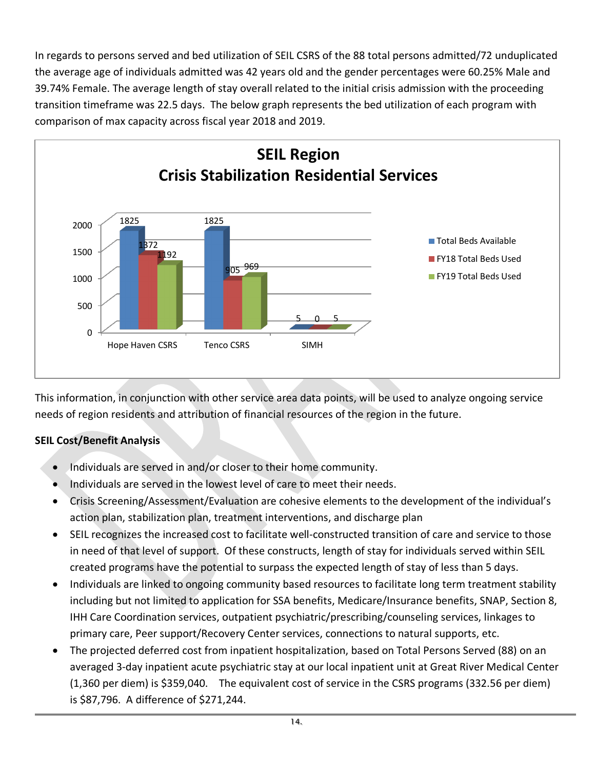In regards to persons served and bed utilization of SEIL CSRS of the 88 total persons admitted/72 unduplicated the average age of individuals admitted was 42 years old and the gender percentages were 60.25% Male and 39.74% Female. The average length of stay overall related to the initial crisis admission with the proceeding transition timeframe was 22.5 days. The below graph represents the bed utilization of each program with comparison of max capacity across fiscal year 2018 and 2019.

**SEIL Region**
**Crisis Stabilization Residential Services**

| | Total Beds Available | FY18 Total Beds Used | FY19 Total Beds Used |
|---|---|---|---|
| Hope Haven CSRS | 1825 | 1372 | 1192 |
| Tenco CSRS | 1825 | 905 | 969 |
| SIMH | 5 | 0 | 5 |

This information, in conjunction with other service area data points, will be used to analyze ongoing service needs of region residents and attribution of financial resources of the region in the future.

**SEIL Cost/Benefit Analysis**

- Individuals are served in and/or closer to their home community.
- Individuals are served in the lowest level of care to meet their needs.
- Crisis Screening/Assessment/Evaluation are cohesive elements to the development of the individual's action plan, stabilization plan, treatment interventions, and discharge plan
- SEIL recognizes the increased cost to facilitate well-constructed transition of care and service to those in need of that level of support. Of these constructs, length of stay for individuals served within SEIL created programs have the potential to surpass the expected length of stay of less than 5 days.
- Individuals are linked to ongoing community based resources to facilitate long term treatment stability including but not limited to application for SSA benefits, Medicare/Insurance benefits, SNAP, Section 8, IHH Care Coordination services, outpatient psychiatric/prescribing/counseling services, linkages to primary care, Peer support/Recovery Center services, connections to natural supports, etc.
- The projected deferred cost from inpatient hospitalization, based on Total Persons Served (88) on an averaged 3-day inpatient acute psychiatric stay at our local inpatient unit at Great River Medical Center (1,360 per diem) is $359,040. The equivalent cost of service in the CSRS programs (332.56 per diem) is $87,796. A difference of $271,244.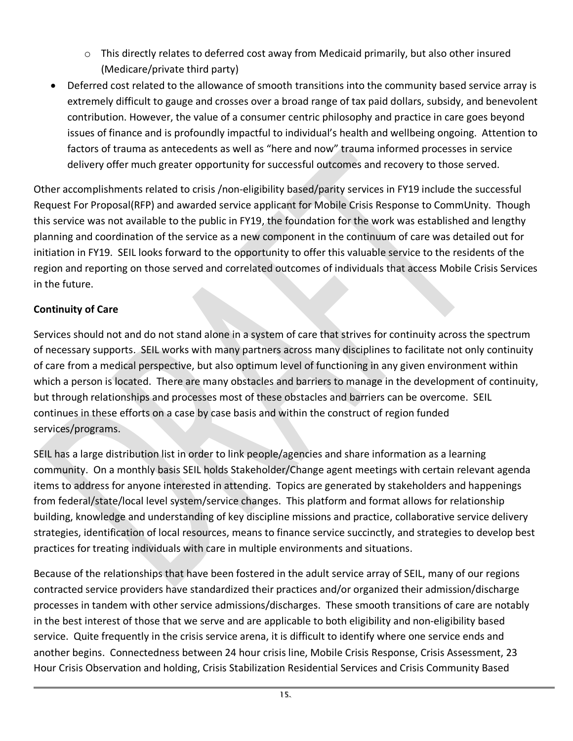- This directly relates to deferred cost away from Medicaid primarily, but also other insured (Medicare/private third party)
- Deferred cost related to the allowance of smooth transitions into the community based service array is extremely difficult to gauge and crosses over a broad range of tax paid dollars, subsidy, and benevolent contribution. However, the value of a consumer centric philosophy and practice in care goes beyond issues of finance and is profoundly impactful to individual's health and wellbeing ongoing. Attention to factors of trauma as antecedents as well as "here and now" trauma informed processes in service delivery offer much greater opportunity for successful outcomes and recovery to those served.

Other accomplishments related to crisis /non-eligibility based/parity services in FY19 include the successful Request For Proposal(RFP) and awarded service applicant for Mobile Crisis Response to CommUnity. Though this service was not available to the public in FY19, the foundation for the work was established and lengthy planning and coordination of the service as a new component in the continuum of care was detailed out for initiation in FY19. SEIL looks forward to the opportunity to offer this valuable service to the residents of the region and reporting on those served and correlated outcomes of individuals that access Mobile Crisis Services in the future.

**Continuity of Care**

Services should not and do not stand alone in a system of care that strives for continuity across the spectrum of necessary supports. SEIL works with many partners across many disciplines to facilitate not only continuity of care from a medical perspective, but also optimum level of functioning in any given environment within which a person is located. There are many obstacles and barriers to manage in the development of continuity, but through relationships and processes most of these obstacles and barriers can be overcome. SEIL continues in these efforts on a case by case basis and within the construct of region funded services/programs.

SEIL has a large distribution list in order to link people/agencies and share information as a learning community. On a monthly basis SEIL holds Stakeholder/Change agent meetings with certain relevant agenda items to address for anyone interested in attending. Topics are generated by stakeholders and happenings from federal/state/local level system/service changes. This platform and format allows for relationship building, knowledge and understanding of key discipline missions and practice, collaborative service delivery strategies, identification of local resources, means to finance service succinctly, and strategies to develop best practices for treating individuals with care in multiple environments and situations.

Because of the relationships that have been fostered in the adult service array of SEIL, many of our regions contracted service providers have standardized their practices and/or organized their admission/discharge processes in tandem with other service admissions/discharges. These smooth transitions of care are notably in the best interest of those that we serve and are applicable to both eligibility and non-eligibility based service. Quite frequently in the crisis service arena, it is difficult to identify where one service ends and another begins. Connectedness between 24 hour crisis line, Mobile Crisis Response, Crisis Assessment, 23 Hour Crisis Observation and holding, Crisis Stabilization Residential Services and Crisis Community Based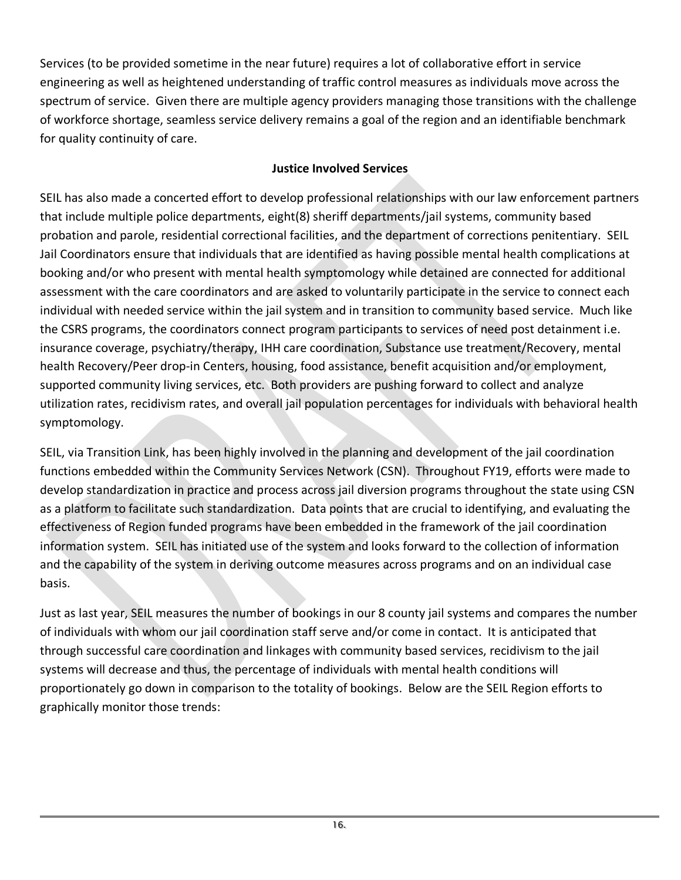Services (to be provided sometime in the near future) requires a lot of collaborative effort in service engineering as well as heightened understanding of traffic control measures as individuals move across the spectrum of service. Given there are multiple agency providers managing those transitions with the challenge of workforce shortage, seamless service delivery remains a goal of the region and an identifiable benchmark for quality continuity of care.

### Justice Involved Services

SEIL has also made a concerted effort to develop professional relationships with our law enforcement partners that include multiple police departments, eight(8) sheriff departments/jail systems, community based probation and parole, residential correctional facilities, and the department of corrections penitentiary. SEIL Jail Coordinators ensure that individuals that are identified as having possible mental health complications at booking and/or who present with mental health symptomology while detained are connected for additional assessment with the care coordinators and are asked to voluntarily participate in the service to connect each individual with needed service within the jail system and in transition to community based service. Much like the CSRS programs, the coordinators connect program participants to services of need post detainment i.e. insurance coverage, psychiatry/therapy, IHH care coordination, Substance use treatment/Recovery, mental health Recovery/Peer drop-in Centers, housing, food assistance, benefit acquisition and/or employment, supported community living services, etc. Both providers are pushing forward to collect and analyze utilization rates, recidivism rates, and overall jail population percentages for individuals with behavioral health symptomology.

SEIL, via Transition Link, has been highly involved in the planning and development of the jail coordination functions embedded within the Community Services Network (CSN). Throughout FY19, efforts were made to develop standardization in practice and process across jail diversion programs throughout the state using CSN as a platform to facilitate such standardization. Data points that are crucial to identifying, and evaluating the effectiveness of Region funded programs have been embedded in the framework of the jail coordination information system. SEIL has initiated use of the system and looks forward to the collection of information and the capability of the system in deriving outcome measures across programs and on an individual case basis.

Just as last year, SEIL measures the number of bookings in our 8 county jail systems and compares the number of individuals with whom our jail coordination staff serve and/or come in contact. It is anticipated that through successful care coordination and linkages with community based services, recidivism to the jail systems will decrease and thus, the percentage of individuals with mental health conditions will proportionately go down in comparison to the totality of bookings. Below are the SEIL Region efforts to graphically monitor those trends: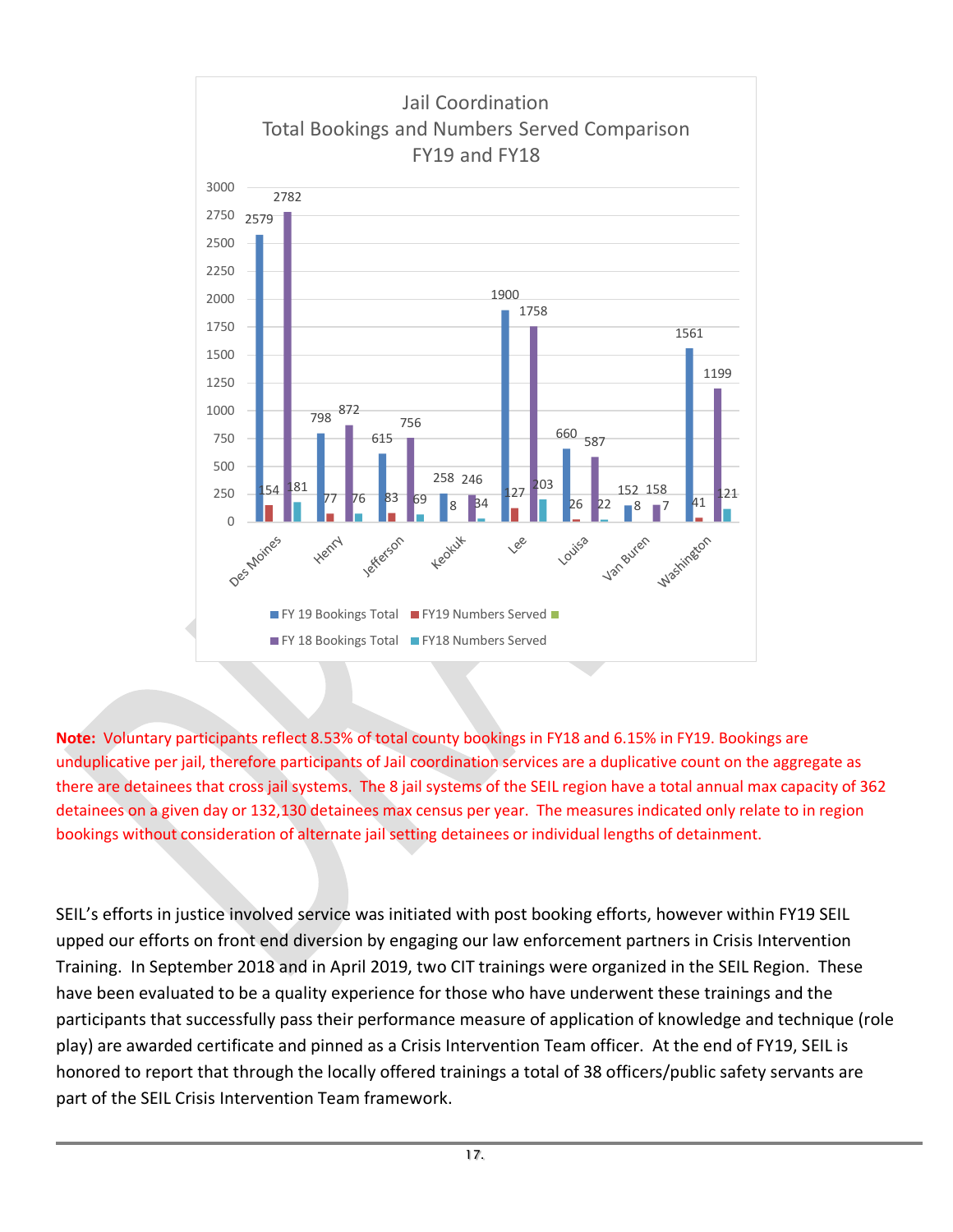Jail Coordination
Total Bookings and Numbers Served Comparison
FY19 and FY18

| County | FY 19 Bookings Total | FY19 Numbers Served | FY 18 Bookings Total | FY18 Numbers Served |
|---|---|---|---|---|
| Des Moines | 2579 | 154 | 2782 | 181 |
| Henry | 798 | 77 | 872 | 76 |
| Jefferson | 615 | 83 | 756 | 69 |
| Keokuk | 258 | 8 | 246 | 34 |
| Lee | 1900 | 127 | 1758 | 203 |
| Louisa | 660 | 26 | 587 | 22 |
| Van Buren | 152 | 8 | 158 | 7 |
| Washington | 1561 | 41 | 1199 | 121 |

**Note:** Voluntary participants reflect 8.53% of total county bookings in FY18 and 6.15% in FY19. Bookings are unduplicative per jail, therefore participants of Jail coordination services are a duplicative count on the aggregate as there are detainees that cross jail systems. The 8 jail systems of the SEIL region have a total annual max capacity of 362 detainees on a given day or 132,130 detainees max census per year. The measures indicated only relate to in region bookings without consideration of alternate jail setting detainees or individual lengths of detainment.

SEIL's efforts in justice involved service was initiated with post booking efforts, however within FY19 SEIL upped our efforts on front end diversion by engaging our law enforcement partners in Crisis Intervention Training. In September 2018 and in April 2019, two CIT trainings were organized in the SEIL Region. These have been evaluated to be a quality experience for those who have underwent these trainings and the participants that successfully pass their performance measure of application of knowledge and technique (role play) are awarded certificate and pinned as a Crisis Intervention Team officer. At the end of FY19, SEIL is honored to report that through the locally offered trainings a total of 38 officers/public safety servants are part of the SEIL Crisis Intervention Team framework.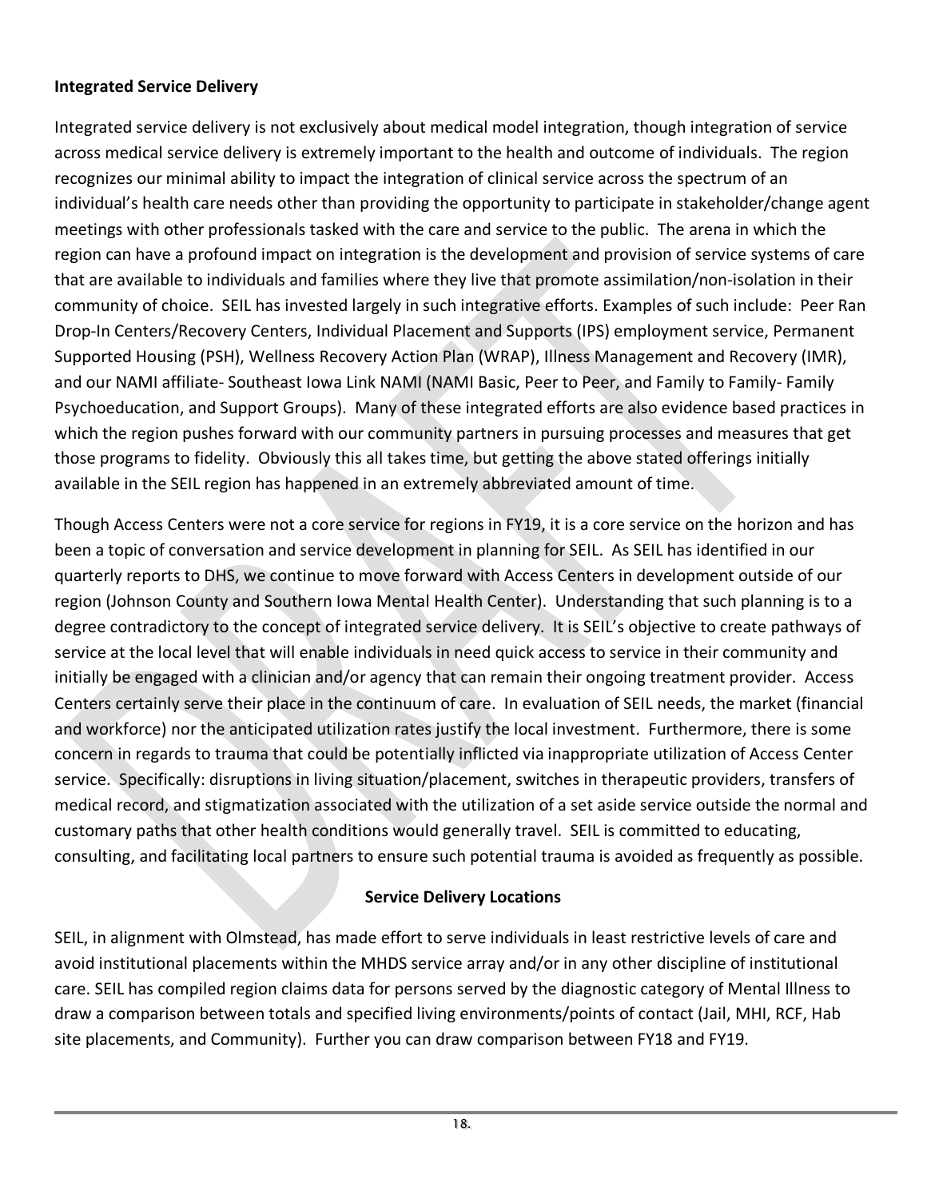**Integrated Service Delivery**

Integrated service delivery is not exclusively about medical model integration, though integration of service across medical service delivery is extremely important to the health and outcome of individuals. The region recognizes our minimal ability to impact the integration of clinical service across the spectrum of an individual's health care needs other than providing the opportunity to participate in stakeholder/change agent meetings with other professionals tasked with the care and service to the public. The arena in which the region can have a profound impact on integration is the development and provision of service systems of care that are available to individuals and families where they live that promote assimilation/non-isolation in their community of choice. SEIL has invested largely in such integrative efforts. Examples of such include: Peer Ran Drop-In Centers/Recovery Centers, Individual Placement and Supports (IPS) employment service, Permanent Supported Housing (PSH), Wellness Recovery Action Plan (WRAP), Illness Management and Recovery (IMR), and our NAMI affiliate- Southeast Iowa Link NAMI (NAMI Basic, Peer to Peer, and Family to Family- Family Psychoeducation, and Support Groups). Many of these integrated efforts are also evidence based practices in which the region pushes forward with our community partners in pursuing processes and measures that get those programs to fidelity. Obviously this all takes time, but getting the above stated offerings initially available in the SEIL region has happened in an extremely abbreviated amount of time.

Though Access Centers were not a core service for regions in FY19, it is a core service on the horizon and has been a topic of conversation and service development in planning for SEIL. As SEIL has identified in our quarterly reports to DHS, we continue to move forward with Access Centers in development outside of our region (Johnson County and Southern Iowa Mental Health Center). Understanding that such planning is to a degree contradictory to the concept of integrated service delivery. It is SEIL's objective to create pathways of service at the local level that will enable individuals in need quick access to service in their community and initially be engaged with a clinician and/or agency that can remain their ongoing treatment provider. Access Centers certainly serve their place in the continuum of care. In evaluation of SEIL needs, the market (financial and workforce) nor the anticipated utilization rates justify the local investment. Furthermore, there is some concern in regards to trauma that could be potentially inflicted via inappropriate utilization of Access Center service. Specifically: disruptions in living situation/placement, switches in therapeutic providers, transfers of medical record, and stigmatization associated with the utilization of a set aside service outside the normal and customary paths that other health conditions would generally travel. SEIL is committed to educating, consulting, and facilitating local partners to ensure such potential trauma is avoided as frequently as possible.

**Service Delivery Locations**

SEIL, in alignment with Olmstead, has made effort to serve individuals in least restrictive levels of care and avoid institutional placements within the MHDS service array and/or in any other discipline of institutional care. SEIL has compiled region claims data for persons served by the diagnostic category of Mental Illness to draw a comparison between totals and specified living environments/points of contact (Jail, MHI, RCF, Hab site placements, and Community). Further you can draw comparison between FY18 and FY19.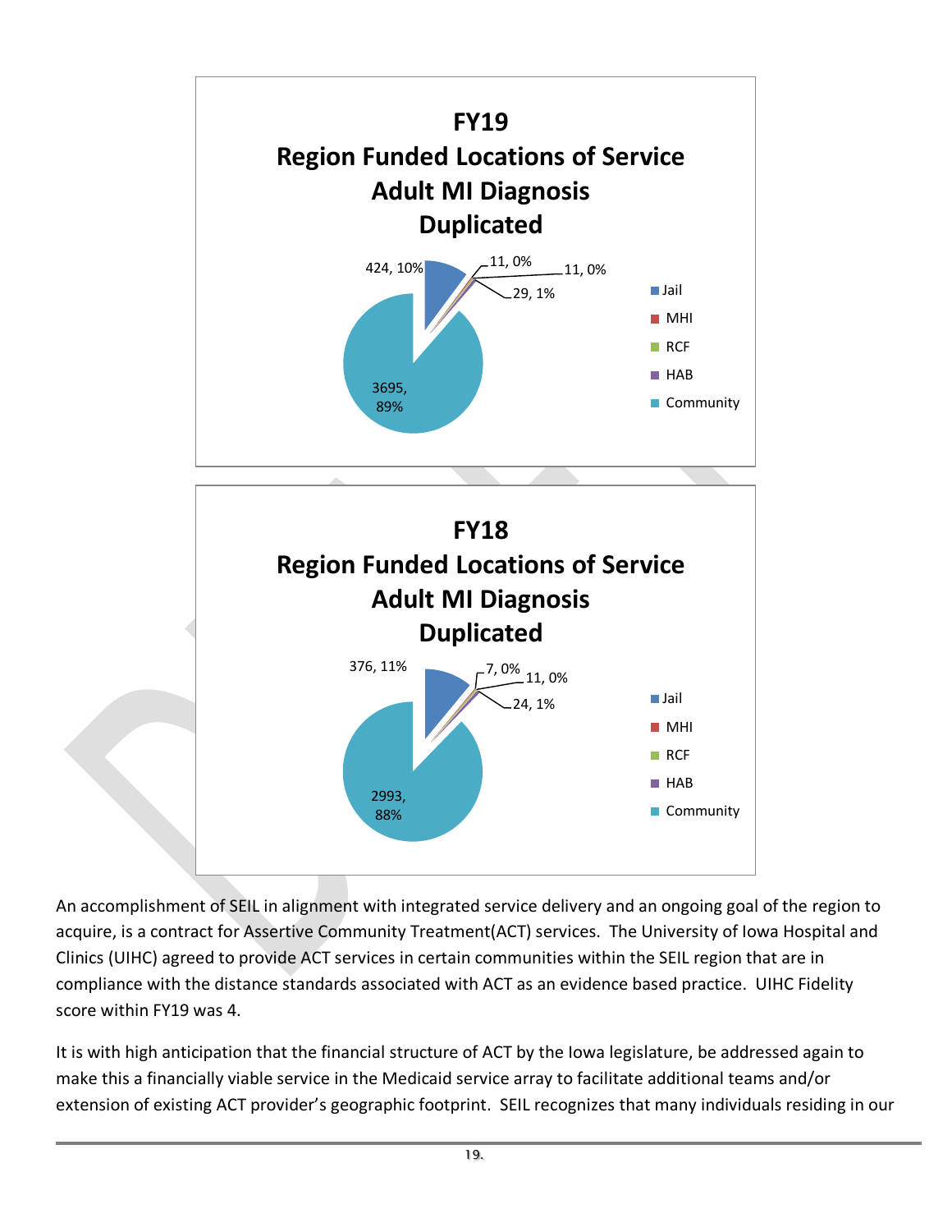**FY19**
**Region Funded Locations of Service**
**Adult MI Diagnosis**
**Duplicated**

| Location | Count | Percent |
| --- | --- | --- |
| Jail | 424 | 10% |
| MHI | 11 | 0% |
| RCF | 11 | 0% |
| HAB | 29 | 1% |
| Community | 3695 | 89% |

**FY18**
**Region Funded Locations of Service**
**Adult MI Diagnosis**
**Duplicated**

| Location | Count | Percent |
| --- | --- | --- |
| Jail | 376 | 11% |
| MHI | 7 | 0% |
| RCF | 11 | 0% |
| HAB | 24 | 1% |
| Community | 2993 | 88% |

An accomplishment of SEIL in alignment with integrated service delivery and an ongoing goal of the region to acquire, is a contract for Assertive Community Treatment(ACT) services. The University of Iowa Hospital and Clinics (UIHC) agreed to provide ACT services in certain communities within the SEIL region that are in compliance with the distance standards associated with ACT as an evidence based practice. UIHC Fidelity score within FY19 was 4.

It is with high anticipation that the financial structure of ACT by the Iowa legislature, be addressed again to make this a financially viable service in the Medicaid service array to facilitate additional teams and/or extension of existing ACT provider's geographic footprint. SEIL recognizes that many individuals residing in our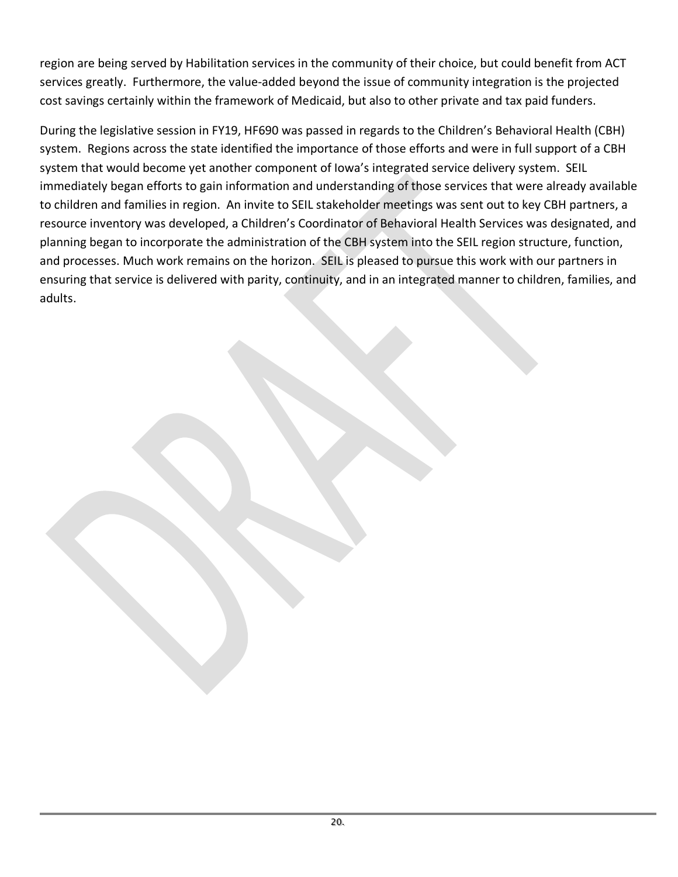region are being served by Habilitation services in the community of their choice, but could benefit from ACT services greatly. Furthermore, the value-added beyond the issue of community integration is the projected cost savings certainly within the framework of Medicaid, but also to other private and tax paid funders.

During the legislative session in FY19, HF690 was passed in regards to the Children's Behavioral Health (CBH) system. Regions across the state identified the importance of those efforts and were in full support of a CBH system that would become yet another component of Iowa's integrated service delivery system. SEIL immediately began efforts to gain information and understanding of those services that were already available to children and families in region. An invite to SEIL stakeholder meetings was sent out to key CBH partners, a resource inventory was developed, a Children's Coordinator of Behavioral Health Services was designated, and planning began to incorporate the administration of the CBH system into the SEIL region structure, function, and processes. Much work remains on the horizon. SEIL is pleased to pursue this work with our partners in ensuring that service is delivered with parity, continuity, and in an integrated manner to children, families, and adults.